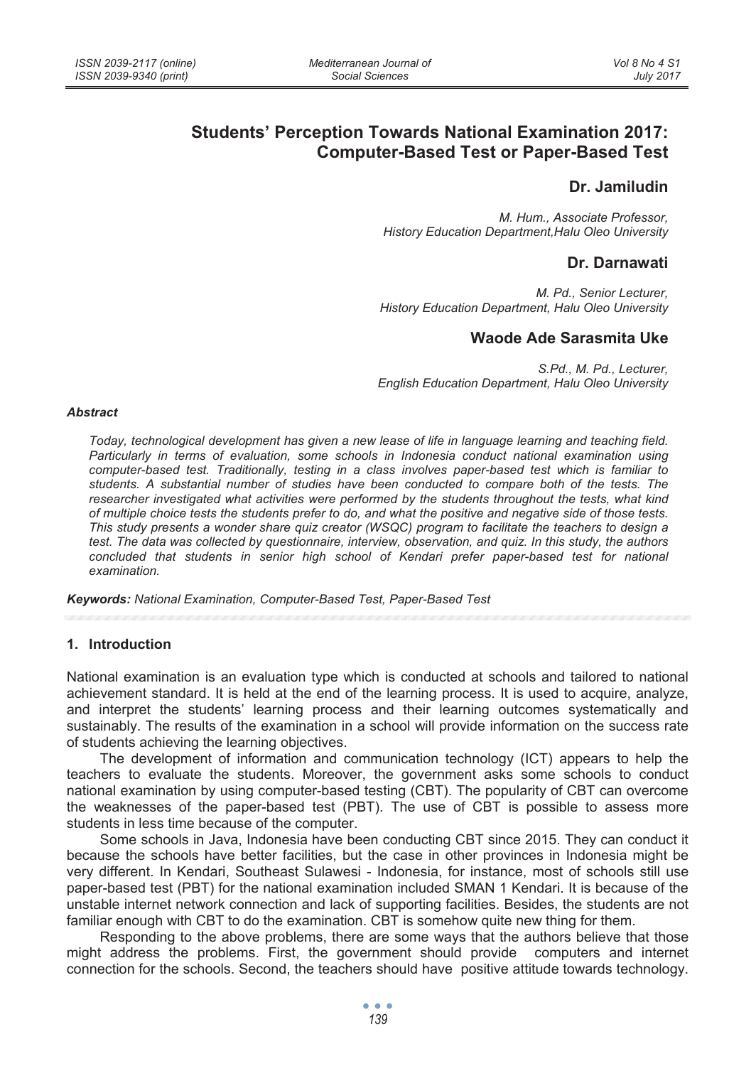# Students' Perception Towards National Examination 2017: Computer-Based Test or Paper-Based Test

**Dr. Jamiludin**

*M. Hum., Associate Professor, History Education Department,Halu Oleo University*

**Dr. Darnawati**

*M. Pd., Senior Lecturer, History Education Department, Halu Oleo University*

**Waode Ade Sarasmita Uke**

*S.Pd., M. Pd., Lecturer, English Education Department, Halu Oleo University*

***Abstract***

*Today, technological development has given a new lease of life in language learning and teaching field. Particularly in terms of evaluation, some schools in Indonesia conduct national examination using computer-based test. Traditionally, testing in a class involves paper-based test which is familiar to students. A substantial number of studies have been conducted to compare both of the tests. The researcher investigated what activities were performed by the students throughout the tests, what kind of multiple choice tests the students prefer to do, and what the positive and negative side of those tests. This study presents a wonder share quiz creator (WSQC) program to facilitate the teachers to design a test. The data was collected by questionnaire, interview, observation, and quiz. In this study, the authors concluded that students in senior high school of Kendari prefer paper-based test for national examination.*

***Keywords:*** *National Examination, Computer-Based Test, Paper-Based Test*

## 1. Introduction

National examination is an evaluation type which is conducted at schools and tailored to national achievement standard. It is held at the end of the learning process. It is used to acquire, analyze, and interpret the students' learning process and their learning outcomes systematically and sustainably. The results of the examination in a school will provide information on the success rate of students achieving the learning objectives.

The development of information and communication technology (ICT) appears to help the teachers to evaluate the students. Moreover, the government asks some schools to conduct national examination by using computer-based testing (CBT). The popularity of CBT can overcome the weaknesses of the paper-based test (PBT). The use of CBT is possible to assess more students in less time because of the computer.

Some schools in Java, Indonesia have been conducting CBT since 2015. They can conduct it because the schools have better facilities, but the case in other provinces in Indonesia might be very different. In Kendari, Southeast Sulawesi - Indonesia, for instance, most of schools still use paper-based test (PBT) for the national examination included SMAN 1 Kendari. It is because of the unstable internet network connection and lack of supporting facilities. Besides, the students are not familiar enough with CBT to do the examination. CBT is somehow quite new thing for them.

Responding to the above problems, there are some ways that the authors believe that those might address the problems. First, the government should provide computers and internet connection for the schools. Second, the teachers should have positive attitude towards technology.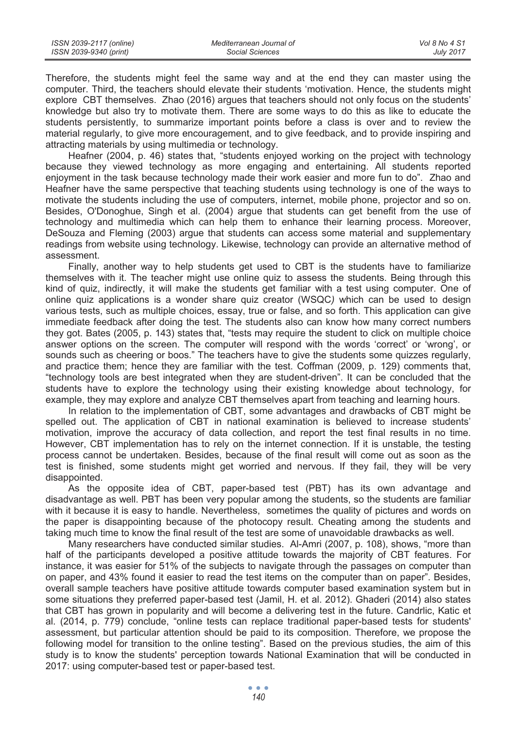Therefore, the students might feel the same way and at the end they can master using the computer. Third, the teachers should elevate their students 'motivation. Hence, the students might explore CBT themselves. Zhao (2016) argues that teachers should not only focus on the students' knowledge but also try to motivate them. There are some ways to do this as like to educate the students persistently, to summarize important points before a class is over and to review the material regularly, to give more encouragement, and to give feedback, and to provide inspiring and attracting materials by using multimedia or technology.

Heafner (2004, p. 46) states that, "students enjoyed working on the project with technology because they viewed technology as more engaging and entertaining. All students reported enjoyment in the task because technology made their work easier and more fun to do". Zhao and Heafner have the same perspective that teaching students using technology is one of the ways to motivate the students including the use of computers, internet, mobile phone, projector and so on. Besides, O'Donoghue, Singh et al. (2004) argue that students can get benefit from the use of technology and multimedia which can help them to enhance their learning process. Moreover, DeSouza and Fleming (2003) argue that students can access some material and supplementary readings from website using technology. Likewise, technology can provide an alternative method of assessment.

Finally, another way to help students get used to CBT is the students have to familiarize themselves with it. The teacher might use online quiz to assess the students. Being through this kind of quiz, indirectly, it will make the students get familiar with a test using computer. One of online quiz applications is a wonder share quiz creator (WSQC*)* which can be used to design various tests, such as multiple choices, essay, true or false, and so forth. This application can give immediate feedback after doing the test. The students also can know how many correct numbers they got. Bates (2005, p. 143) states that, "tests may require the student to click on multiple choice answer options on the screen. The computer will respond with the words 'correct' or 'wrong', or sounds such as cheering or boos." The teachers have to give the students some quizzes regularly, and practice them; hence they are familiar with the test. Coffman (2009, p. 129) comments that, "technology tools are best integrated when they are student-driven". It can be concluded that the students have to explore the technology using their existing knowledge about technology, for example, they may explore and analyze CBT themselves apart from teaching and learning hours.

In relation to the implementation of CBT, some advantages and drawbacks of CBT might be spelled out. The application of CBT in national examination is believed to increase students' motivation, improve the accuracy of data collection, and report the test final results in no time. However, CBT implementation has to rely on the internet connection. If it is unstable, the testing process cannot be undertaken. Besides, because of the final result will come out as soon as the test is finished, some students might get worried and nervous. If they fail, they will be very disappointed.

As the opposite idea of CBT, paper-based test (PBT) has its own advantage and disadvantage as well. PBT has been very popular among the students, so the students are familiar with it because it is easy to handle. Nevertheless, sometimes the quality of pictures and words on the paper is disappointing because of the photocopy result. Cheating among the students and taking much time to know the final result of the test are some of unavoidable drawbacks as well.

Many researchers have conducted similar studies. Al-Amri (2007, p. 108), shows, "more than half of the participants developed a positive attitude towards the majority of CBT features. For instance, it was easier for 51% of the subjects to navigate through the passages on computer than on paper, and 43% found it easier to read the test items on the computer than on paper". Besides, overall sample teachers have positive attitude towards computer based examination system but in some situations they preferred paper-based test (Jamil, H. et al. 2012). Ghaderi (2014) also states that CBT has grown in popularity and will become a delivering test in the future. Candrlic, Katic et al. (2014, p. 779) conclude, "online tests can replace traditional paper-based tests for students' assessment, but particular attention should be paid to its composition. Therefore, we propose the following model for transition to the online testing". Based on the previous studies, the aim of this study is to know the students' perception towards National Examination that will be conducted in 2017: using computer-based test or paper-based test.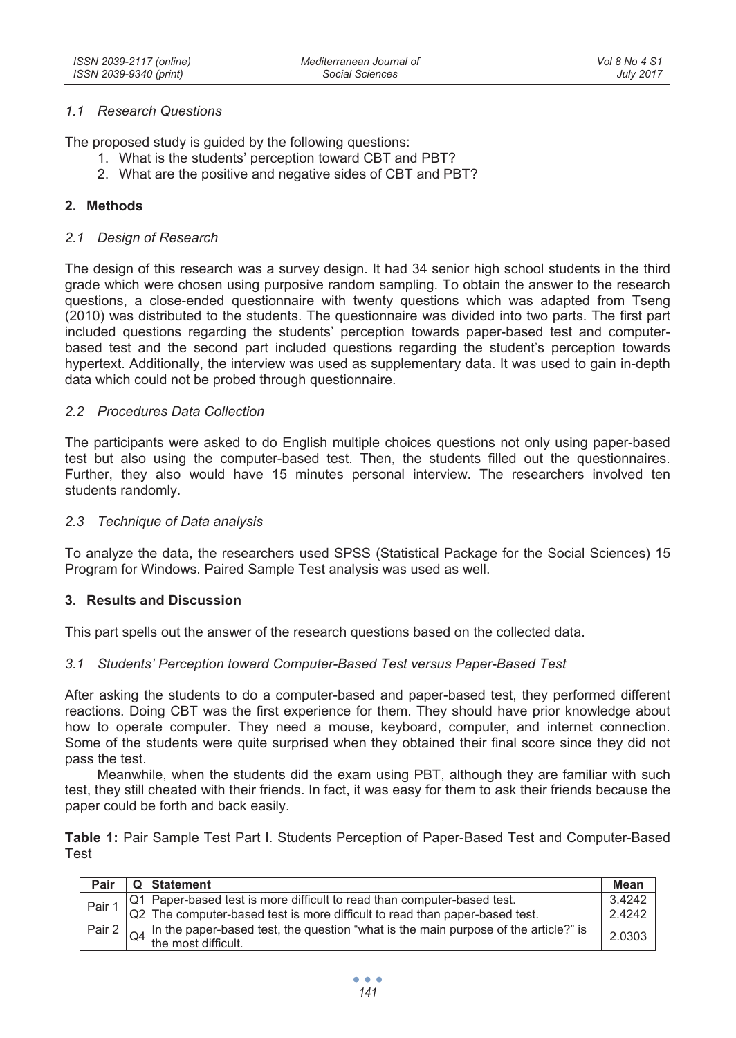### *1.1 Research Questions*

The proposed study is guided by the following questions:

1. What is the students' perception toward CBT and PBT?
2. What are the positive and negative sides of CBT and PBT?

## 2. Methods

### *2.1 Design of Research*

The design of this research was a survey design. It had 34 senior high school students in the third grade which were chosen using purposive random sampling. To obtain the answer to the research questions, a close-ended questionnaire with twenty questions which was adapted from Tseng (2010) was distributed to the students. The questionnaire was divided into two parts. The first part included questions regarding the students' perception towards paper-based test and computer-based test and the second part included questions regarding the student's perception towards hypertext. Additionally, the interview was used as supplementary data. It was used to gain in-depth data which could not be probed through questionnaire.

### *2.2 Procedures Data Collection*

The participants were asked to do English multiple choices questions not only using paper-based test but also using the computer-based test. Then, the students filled out the questionnaires. Further, they also would have 15 minutes personal interview. The researchers involved ten students randomly.

### *2.3 Technique of Data analysis*

To analyze the data, the researchers used SPSS (Statistical Package for the Social Sciences) 15 Program for Windows. Paired Sample Test analysis was used as well.

## 3. Results and Discussion

This part spells out the answer of the research questions based on the collected data.

### *3.1 Students' Perception toward Computer-Based Test versus Paper-Based Test*

After asking the students to do a computer-based and paper-based test, they performed different reactions. Doing CBT was the first experience for them. They should have prior knowledge about how to operate computer. They need a mouse, keyboard, computer, and internet connection. Some of the students were quite surprised when they obtained their final score since they did not pass the test.

Meanwhile, when the students did the exam using PBT, although they are familiar with such test, they still cheated with their friends. In fact, it was easy for them to ask their friends because the paper could be forth and back easily.

**Table 1:** Pair Sample Test Part I. Students Perception of Paper-Based Test and Computer-Based Test

| Pair | Q | Statement | Mean |
|---|---|---|---|
| Pair 1 | Q1 | Paper-based test is more difficult to read than computer-based test. | 3.4242 |
| | Q2 | The computer-based test is more difficult to read than paper-based test. | 2.4242 |
| Pair 2 | Q4 | In the paper-based test, the question "what is the main purpose of the article?" is the most difficult. | 2.0303 |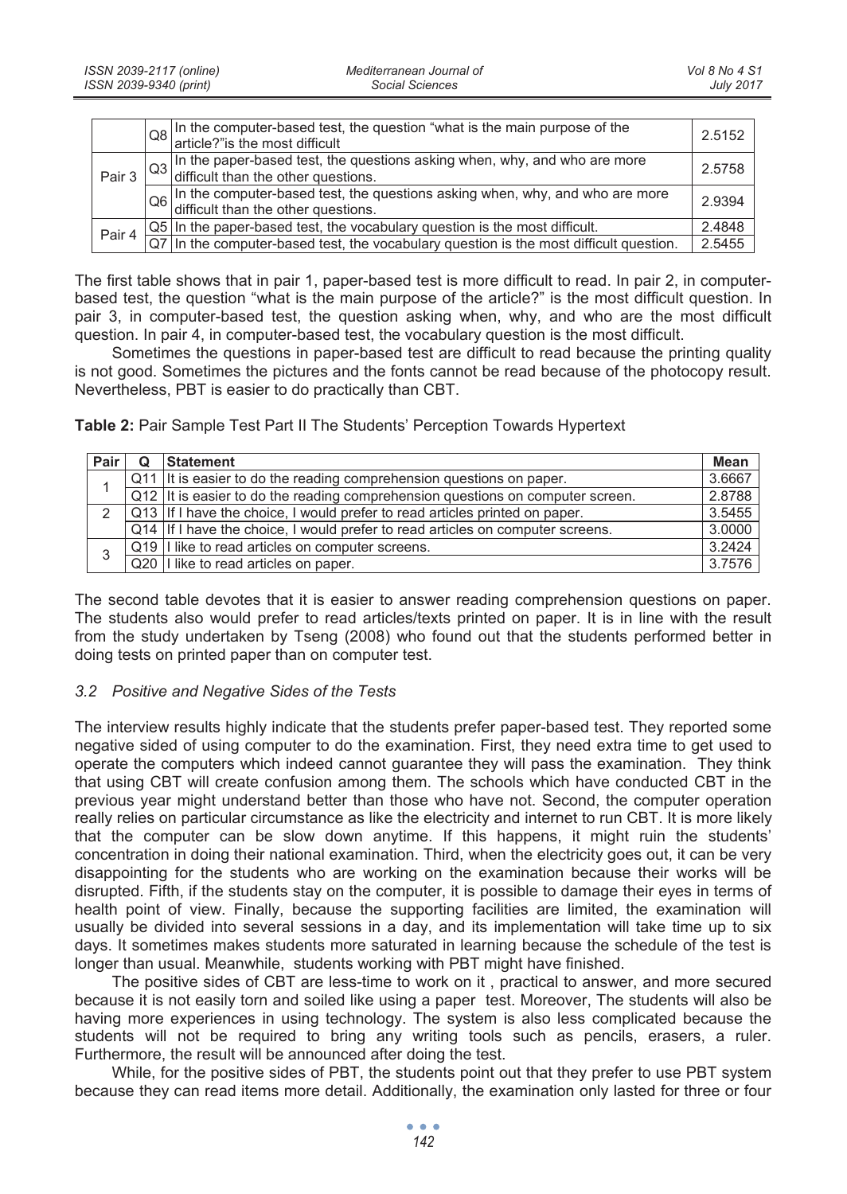| | | | |
|---|---|---|---|
| | Q8 | In the computer-based test, the question "what is the main purpose of the article?"is the most difficult | 2.5152 |
| Pair 3 | Q3 | In the paper-based test, the questions asking when, why, and who are more difficult than the other questions. | 2.5758 |
| | Q6 | In the computer-based test, the questions asking when, why, and who are more difficult than the other questions. | 2.9394 |
| Pair 4 | Q5 | In the paper-based test, the vocabulary question is the most difficult. | 2.4848 |
| | Q7 | In the computer-based test, the vocabulary question is the most difficult question. | 2.5455 |

The first table shows that in pair 1, paper-based test is more difficult to read. In pair 2, in computer-based test, the question "what is the main purpose of the article?" is the most difficult question. In pair 3, in computer-based test, the question asking when, why, and who are the most difficult question. In pair 4, in computer-based test, the vocabulary question is the most difficult.

Sometimes the questions in paper-based test are difficult to read because the printing quality is not good. Sometimes the pictures and the fonts cannot be read because of the photocopy result. Nevertheless, PBT is easier to do practically than CBT.

**Table 2:** Pair Sample Test Part II The Students' Perception Towards Hypertext

| Pair | Q | Statement | Mean |
|---|---|---|---|
| 1 | Q11 | It is easier to do the reading comprehension questions on paper. | 3.6667 |
| | Q12 | It is easier to do the reading comprehension questions on computer screen. | 2.8788 |
| 2 | Q13 | If I have the choice, I would prefer to read articles printed on paper. | 3.5455 |
| | Q14 | If I have the choice, I would prefer to read articles on computer screens. | 3.0000 |
| 3 | Q19 | I like to read articles on computer screens. | 3.2424 |
| | Q20 | I like to read articles on paper. | 3.7576 |

The second table devotes that it is easier to answer reading comprehension questions on paper. The students also would prefer to read articles/texts printed on paper. It is in line with the result from the study undertaken by Tseng (2008) who found out that the students performed better in doing tests on printed paper than on computer test.

### *3.2 Positive and Negative Sides of the Tests*

The interview results highly indicate that the students prefer paper-based test. They reported some negative sided of using computer to do the examination. First, they need extra time to get used to operate the computers which indeed cannot guarantee they will pass the examination. They think that using CBT will create confusion among them. The schools which have conducted CBT in the previous year might understand better than those who have not. Second, the computer operation really relies on particular circumstance as like the electricity and internet to run CBT. It is more likely that the computer can be slow down anytime. If this happens, it might ruin the students' concentration in doing their national examination. Third, when the electricity goes out, it can be very disappointing for the students who are working on the examination because their works will be disrupted. Fifth, if the students stay on the computer, it is possible to damage their eyes in terms of health point of view. Finally, because the supporting facilities are limited, the examination will usually be divided into several sessions in a day, and its implementation will take time up to six days. It sometimes makes students more saturated in learning because the schedule of the test is longer than usual. Meanwhile, students working with PBT might have finished.

The positive sides of CBT are less-time to work on it , practical to answer, and more secured because it is not easily torn and soiled like using a paper test. Moreover, The students will also be having more experiences in using technology. The system is also less complicated because the students will not be required to bring any writing tools such as pencils, erasers, a ruler. Furthermore, the result will be announced after doing the test.

While, for the positive sides of PBT, the students point out that they prefer to use PBT system because they can read items more detail. Additionally, the examination only lasted for three or four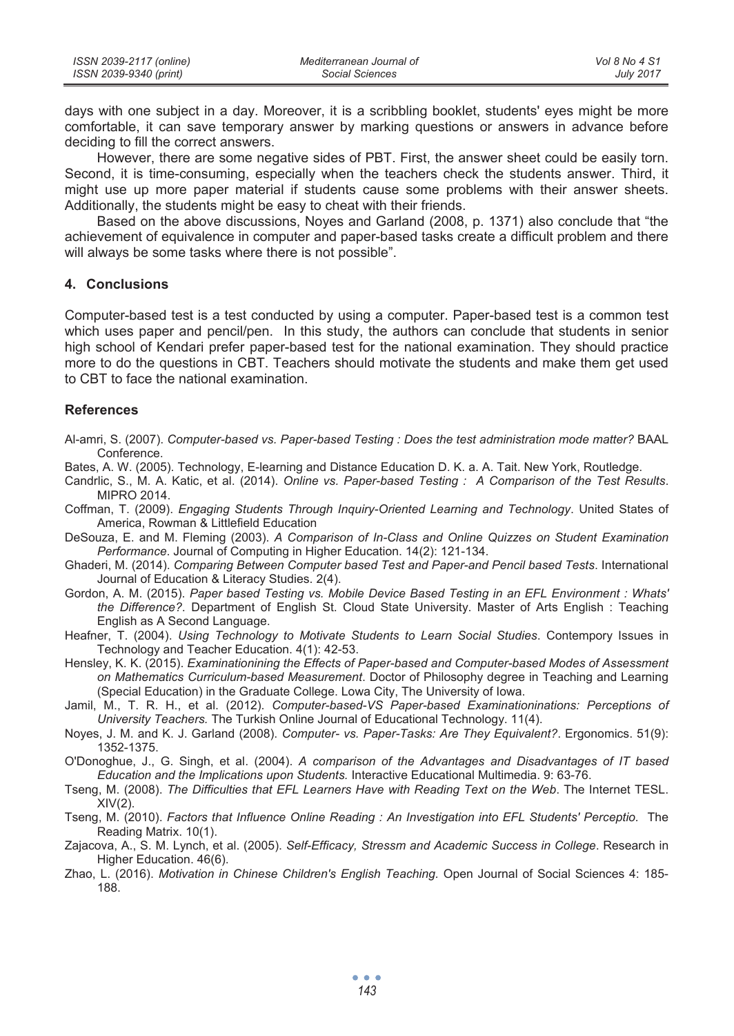days with one subject in a day. Moreover, it is a scribbling booklet, students' eyes might be more comfortable, it can save temporary answer by marking questions or answers in advance before deciding to fill the correct answers.

However, there are some negative sides of PBT. First, the answer sheet could be easily torn. Second, it is time-consuming, especially when the teachers check the students answer. Third, it might use up more paper material if students cause some problems with their answer sheets. Additionally, the students might be easy to cheat with their friends.

Based on the above discussions, Noyes and Garland (2008, p. 1371) also conclude that "the achievement of equivalence in computer and paper-based tasks create a difficult problem and there will always be some tasks where there is not possible".

## 4. Conclusions

Computer-based test is a test conducted by using a computer. Paper-based test is a common test which uses paper and pencil/pen. In this study, the authors can conclude that students in senior high school of Kendari prefer paper-based test for the national examination. They should practice more to do the questions in CBT. Teachers should motivate the students and make them get used to CBT to face the national examination.

## References

Al-amri, S. (2007). *Computer-based vs. Paper-based Testing : Does the test administration mode matter?* BAAL Conference.

Bates, A. W. (2005). Technology, E-learning and Distance Education D. K. a. A. Tait. New York, Routledge.

Candrlic, S., M. A. Katic, et al. (2014). *Online vs. Paper-based Testing : A Comparison of the Test Results*. MIPRO 2014.

Coffman, T. (2009). *Engaging Students Through Inquiry-Oriented Learning and Technology*. United States of America, Rowman & Littlefield Education

DeSouza, E. and M. Fleming (2003). *A Comparison of In-Class and Online Quizzes on Student Examination Performance*. Journal of Computing in Higher Education. 14(2): 121-134.

Ghaderi, M. (2014). *Comparing Between Computer based Test and Paper-and Pencil based Tests*. International Journal of Education & Literacy Studies. 2(4).

Gordon, A. M. (2015). *Paper based Testing vs. Mobile Device Based Testing in an EFL Environment : Whats' the Difference?*. Department of English St. Cloud State University. Master of Arts English : Teaching English as A Second Language.

Heafner, T. (2004). *Using Technology to Motivate Students to Learn Social Studies*. Contempory Issues in Technology and Teacher Education. 4(1): 42-53.

Hensley, K. K. (2015). *Examinationining the Effects of Paper-based and Computer-based Modes of Assessment on Mathematics Curriculum-based Measurement*. Doctor of Philosophy degree in Teaching and Learning (Special Education) in the Graduate College. Lowa City, The University of Iowa.

Jamil, M., T. R. H., et al. (2012). *Computer-based-VS Paper-based Examinationinations: Perceptions of University Teachers.* The Turkish Online Journal of Educational Technology. 11(4).

Noyes, J. M. and K. J. Garland (2008). *Computer- vs. Paper-Tasks: Are They Equivalent?*. Ergonomics. 51(9): 1352-1375.

O'Donoghue, J., G. Singh, et al. (2004). *A comparison of the Advantages and Disadvantages of IT based Education and the Implications upon Students.* Interactive Educational Multimedia. 9: 63-76.

Tseng, M. (2008). *The Difficulties that EFL Learners Have with Reading Text on the Web*. The Internet TESL. XIV(2).

Tseng, M. (2010). *Factors that Influence Online Reading : An Investigation into EFL Students' Perceptio.* The Reading Matrix. 10(1).

Zajacova, A., S. M. Lynch, et al. (2005). *Self-Efficacy, Stressm and Academic Success in College*. Research in Higher Education. 46(6).

Zhao, L. (2016). *Motivation in Chinese Children's English Teaching.* Open Journal of Social Sciences 4: 185-188.